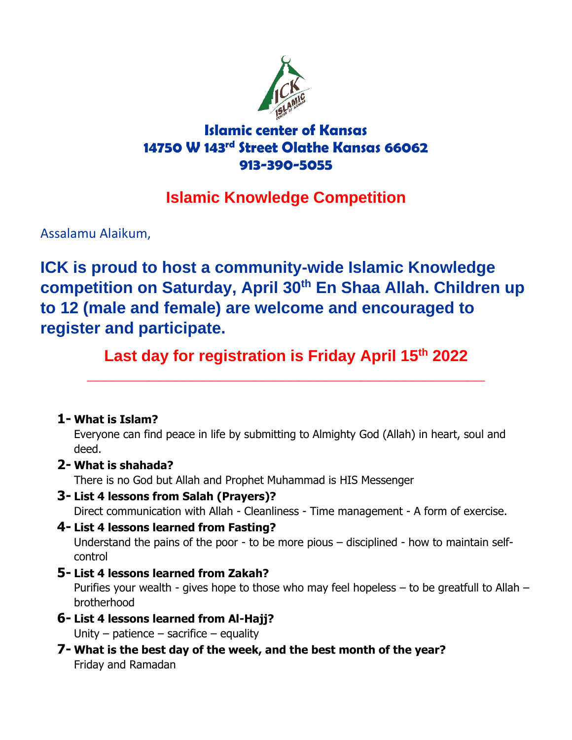# Islamic center of Kansas

**14750 W 143rd Street Olathe Kansas 66062**

**913-390-5055**

## Islamic Knowledge Competition

Assalamu Alaikum,

**ICK is proud to host a community-wide Islamic Knowledge competition on Saturday, April 30th En Shaa Allah. Children up to 12 (male and female) are welcome and encouraged to register and participate.**

**Last day for registration is Friday April 15th 2022**

---

1- **What is Islam?**
   Everyone can find peace in life by submitting to Almighty God (Allah) in heart, soul and deed.
2- **What is shahada?**
   There is no God but Allah and Prophet Muhammad is HIS Messenger
3- **List 4 lessons from Salah (Prayers)?**
   Direct communication with Allah - Cleanliness - Time management - A form of exercise.
4- **List 4 lessons learned from Fasting?**
   Understand the pains of the poor - to be more pious – disciplined - how to maintain self-control
5- **List 4 lessons learned from Zakah?**
   Purifies your wealth - gives hope to those who may feel hopeless – to be greatfull to Allah – brotherhood
6- **List 4 lessons learned from Al-Hajj?**
   Unity – patience – sacrifice – equality
7- **What is the best day of the week, and the best month of the year?**
   Friday and Ramadan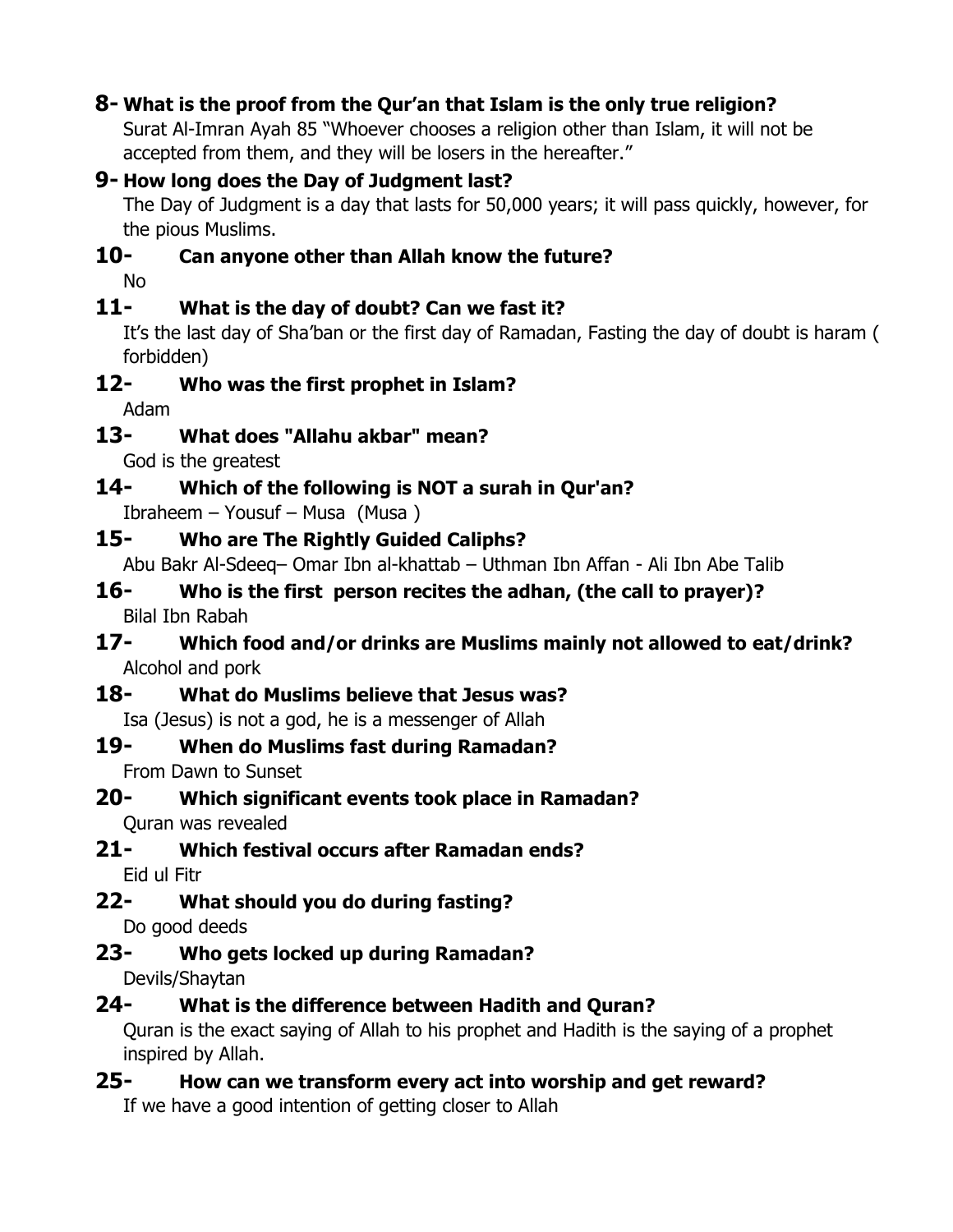**8- What is the proof from the Qur'an that Islam is the only true religion?**

Surat Al-Imran Ayah 85 "Whoever chooses a religion other than Islam, it will not be accepted from them, and they will be losers in the hereafter."

**9- How long does the Day of Judgment last?**

The Day of Judgment is a day that lasts for 50,000 years; it will pass quickly, however, for the pious Muslims.

**10- Can anyone other than Allah know the future?**

No

**11- What is the day of doubt? Can we fast it?**

It's the last day of Sha'ban or the first day of Ramadan, Fasting the day of doubt is haram ( forbidden)

**12- Who was the first prophet in Islam?**

Adam

**13- What does "Allahu akbar" mean?**

God is the greatest

**14- Which of the following is NOT a surah in Qur'an?**

Ibraheem – Yousuf – Musa (Musa )

**15- Who are The Rightly Guided Caliphs?**

Abu Bakr Al-Sdeeq– Omar Ibn al-khattab – Uthman Ibn Affan - Ali Ibn Abe Talib

**16- Who is the first person recites the adhan, (the call to prayer)?**

Bilal Ibn Rabah

**17- Which food and/or drinks are Muslims mainly not allowed to eat/drink?**

Alcohol and pork

**18- What do Muslims believe that Jesus was?**

Isa (Jesus) is not a god, he is a messenger of Allah

**19- When do Muslims fast during Ramadan?**

From Dawn to Sunset

**20- Which significant events took place in Ramadan?**

Quran was revealed

**21- Which festival occurs after Ramadan ends?**

Eid ul Fitr

**22- What should you do during fasting?**

Do good deeds

**23- Who gets locked up during Ramadan?**

Devils/Shaytan

**24- What is the difference between Hadith and Quran?**

Quran is the exact saying of Allah to his prophet and Hadith is the saying of a prophet inspired by Allah.

**25- How can we transform every act into worship and get reward?**

If we have a good intention of getting closer to Allah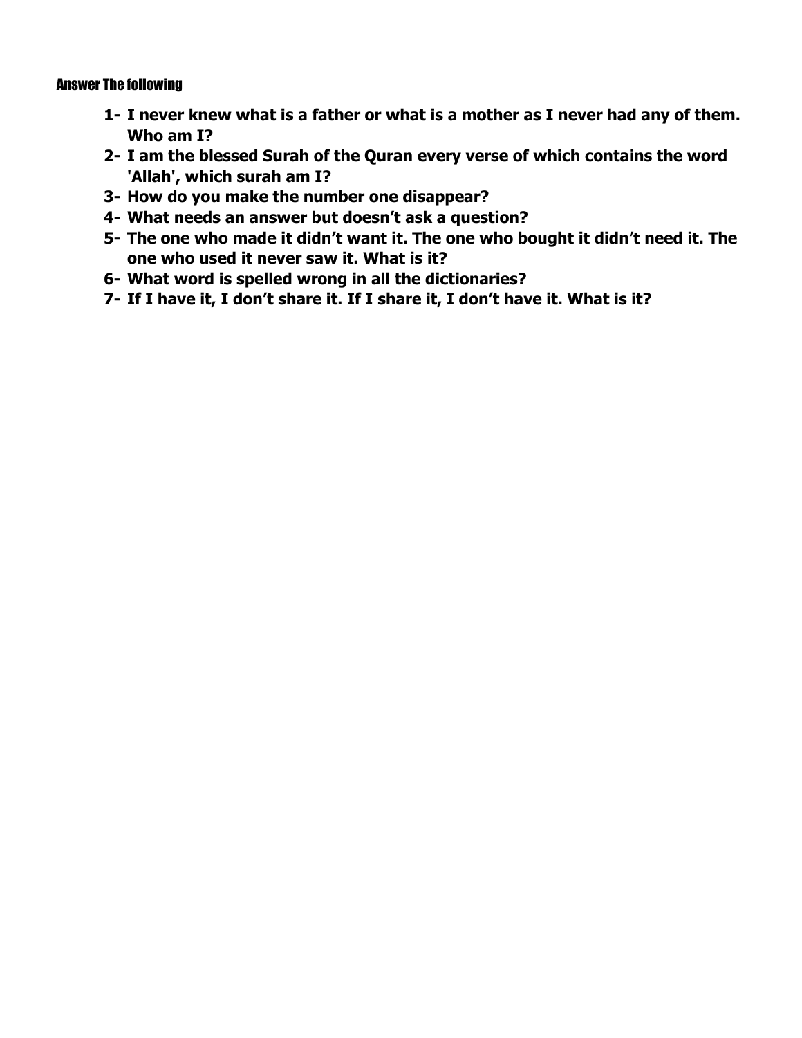**Answer The following**

1. **I never knew what is a father or what is a mother as I never had any of them. Who am I?**
2. **I am the blessed Surah of the Quran every verse of which contains the word 'Allah', which surah am I?**
3. **How do you make the number one disappear?**
4. **What needs an answer but doesn't ask a question?**
5. **The one who made it didn't want it. The one who bought it didn't need it. The one who used it never saw it. What is it?**
6. **What word is spelled wrong in all the dictionaries?**
7. **If I have it, I don't share it. If I share it, I don't have it. What is it?**